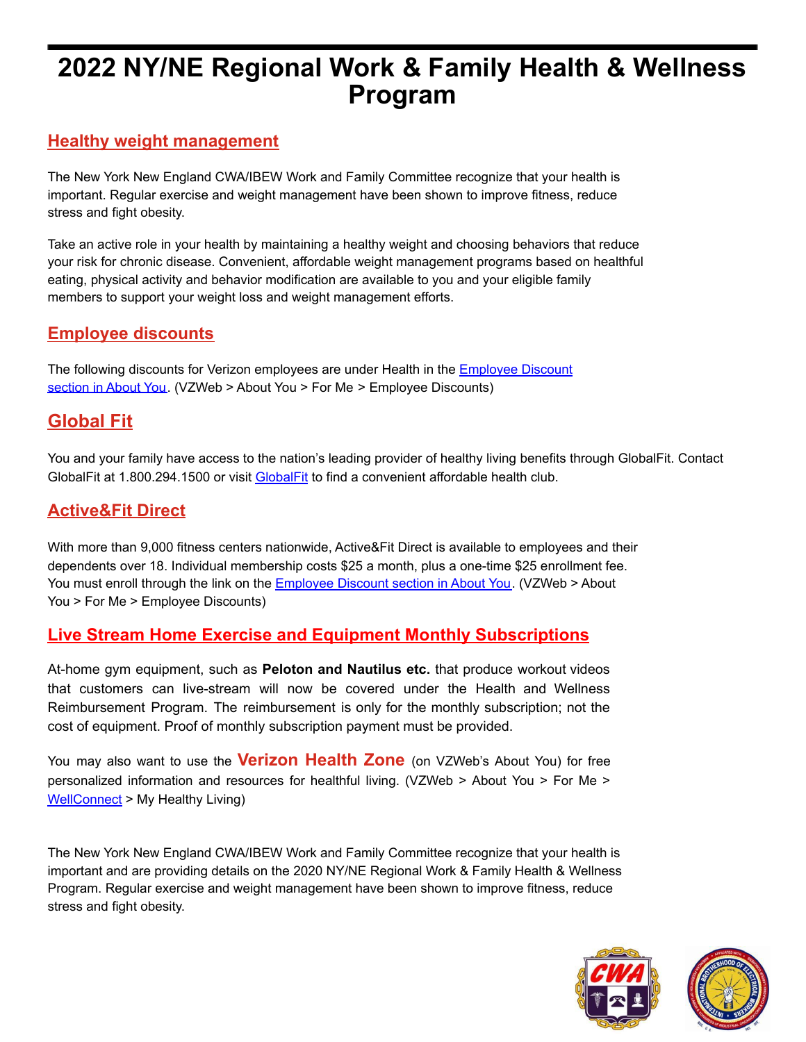# 2022 NY/NE Regional Work & Family Health & Wellness Program

## Healthy weight management

The New York New England CWA/IBEW Work and Family Committee recognize that your health is important. Regular exercise and weight management have been shown to improve fitness, reduce stress and fight obesity.

Take an active role in your health by maintaining a healthy weight and choosing behaviors that reduce your risk for chronic disease. Convenient, affordable weight management programs based on healthful eating, physical activity and behavior modification are available to you and your eligible family members to support your weight loss and weight management efforts.

## Employee discounts

The following discounts for Verizon employees are under Health in the Employee Discount section in About You. (VZWeb > About You > For Me > Employee Discounts)

## Global Fit

You and your family have access to the nation's leading provider of healthy living benefits through GlobalFit. Contact GlobalFit at 1.800.294.1500 or visit GlobalFit to find a convenient affordable health club.

## Active&Fit Direct

With more than 9,000 fitness centers nationwide, Active&Fit Direct is available to employees and their dependents over 18. Individual membership costs $25 a month, plus a one-time $25 enrollment fee. You must enroll through the link on the Employee Discount section in About You. (VZWeb > About You > For Me > Employee Discounts)

## Live Stream Home Exercise and Equipment Monthly Subscriptions

At-home gym equipment, such as **Peloton and Nautilus etc.** that produce workout videos that customers can live-stream will now be covered under the Health and Wellness Reimbursement Program. The reimbursement is only for the monthly subscription; not the cost of equipment. Proof of monthly subscription payment must be provided.

You may also want to use the **Verizon Health Zone** (on VZWeb's About You) for free personalized information and resources for healthful living. (VZWeb > About You > For Me > WellConnect > My Healthy Living)

The New York New England CWA/IBEW Work and Family Committee recognize that your health is important and are providing details on the 2020 NY/NE Regional Work & Family Health & Wellness Program. Regular exercise and weight management have been shown to improve fitness, reduce stress and fight obesity.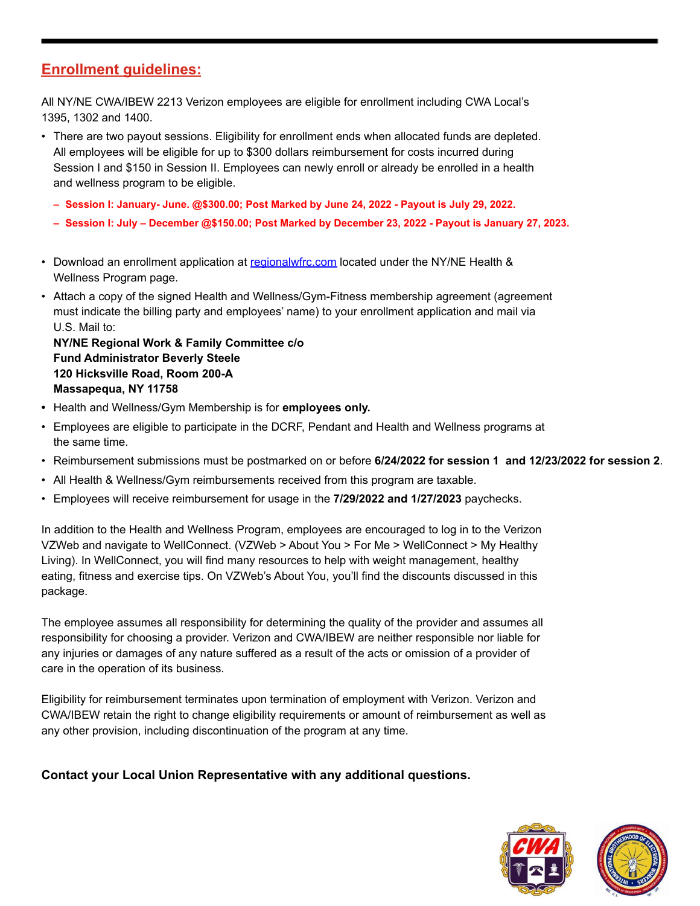## Enrollment guidelines:

All NY/NE CWA/IBEW 2213 Verizon employees are eligible for enrollment including CWA Local's 1395, 1302 and 1400.

- There are two payout sessions. Eligibility for enrollment ends when allocated funds are depleted. All employees will be eligible for up to $300 dollars reimbursement for costs incurred during Session I and $150 in Session II. Employees can newly enroll or already be enrolled in a health and wellness program to be eligible.
  - **Session I: January- June. @$300.00; Post Marked by June 24, 2022 - Payout is July 29, 2022.**
  - **Session I: July – December @$150.00; Post Marked by December 23, 2022 - Payout is January 27, 2023.**

- Download an enrollment application at [regionalwfrc.com](regionalwfrc.com) located under the NY/NE Health & Wellness Program page.
- Attach a copy of the signed Health and Wellness/Gym-Fitness membership agreement (agreement must indicate the billing party and employees' name) to your enrollment application and mail via U.S. Mail to:
  **NY/NE Regional Work & Family Committee c/o**
  **Fund Administrator Beverly Steele**
  **120 Hicksville Road, Room 200-A**
  **Massapequa, NY 11758**
- Health and Wellness/Gym Membership is for **employees only.**
- Employees are eligible to participate in the DCRF, Pendant and Health and Wellness programs at the same time.
- Reimbursement submissions must be postmarked on or before **6/24/2022 for session 1 and 12/23/2022 for session 2**.
- All Health & Wellness/Gym reimbursements received from this program are taxable.
- Employees will receive reimbursement for usage in the **7/29/2022 and 1/27/2023** paychecks.

In addition to the Health and Wellness Program, employees are encouraged to log in to the Verizon VZWeb and navigate to WellConnect. (VZWeb > About You > For Me > WellConnect > My Healthy Living). In WellConnect, you will find many resources to help with weight management, healthy eating, fitness and exercise tips. On VZWeb's About You, you'll find the discounts discussed in this package.

The employee assumes all responsibility for determining the quality of the provider and assumes all responsibility for choosing a provider. Verizon and CWA/IBEW are neither responsible nor liable for any injuries or damages of any nature suffered as a result of the acts or omission of a provider of care in the operation of its business.

Eligibility for reimbursement terminates upon termination of employment with Verizon. Verizon and CWA/IBEW retain the right to change eligibility requirements or amount of reimbursement as well as any other provision, including discontinuation of the program at any time.

**Contact your Local Union Representative with any additional questions.**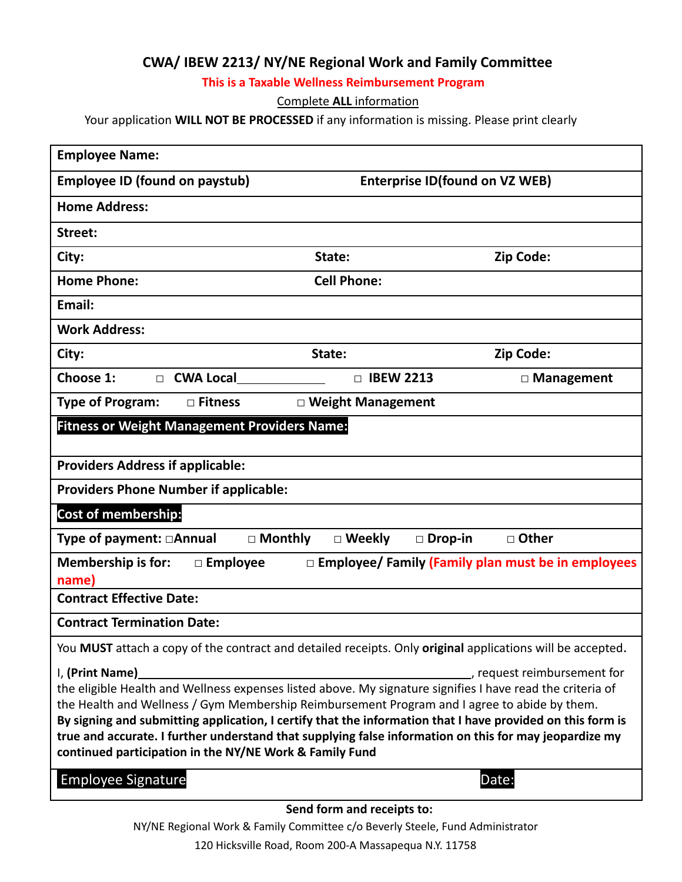# CWA/ IBEW 2213/ NY/NE Regional Work and Family Committee

**This is a Taxable Wellness Reimbursement Program**

Complete **ALL** information

Your application **WILL NOT BE PROCESSED** if any information is missing. Please print clearly

| | | |
|---|---|---|
| **Employee Name:** | | |
| **Employee ID (found on paystub)** | **Enterprise ID(found on VZ WEB)** | |
| **Home Address:** | | |
| **Street:** | | |
| **City:** | **State:** | **Zip Code:** |
| **Home Phone:** | **Cell Phone:** | |
| **Email:** | | |
| **Work Address:** | | |
| **City:** | **State:** | **Zip Code:** |
| **Choose 1:** □ **CWA Local**\_\_\_\_\_\_\_\_\_\_\_\_ | □ **IBEW 2213** | □ **Management** |
| **Type of Program:** □ **Fitness** | □ **Weight Management** | |
| **Fitness or Weight Management Providers Name:** | | |
| **Providers Address if applicable:** | | |
| **Providers Phone Number if applicable:** | | |
| **Cost of membership:** | | |
| **Type of payment:** □**Annual** □ **Monthly** | □ **Weekly** □ **Drop-in** | □ **Other** |
| **Membership is for:** □ **Employee** | □ **Employee/ Family (Family plan must be in employees name)** | |
| **Contract Effective Date:** | | |
| **Contract Termination Date:** | | |

You **MUST** attach a copy of the contract and detailed receipts. Only **original** applications will be accepted.

I, **(Print Name)**\_\_\_\_\_\_\_\_\_\_\_\_\_\_\_\_\_\_\_\_\_\_\_\_\_\_\_\_\_\_\_\_\_\_\_\_\_\_\_\_, request reimbursement for the eligible Health and Wellness expenses listed above. My signature signifies I have read the criteria of the Health and Wellness / Gym Membership Reimbursement Program and I agree to abide by them. **By signing and submitting application, I certify that the information that I have provided on this form is true and accurate. I further understand that supplying false information on this for may jeopardize my continued participation in the NY/NE Work & Family Fund**

Employee Signature                                        Date:

**Send form and receipts to:**

NY/NE Regional Work & Family Committee c/o Beverly Steele, Fund Administrator

120 Hicksville Road, Room 200-A Massapequa N.Y. 11758